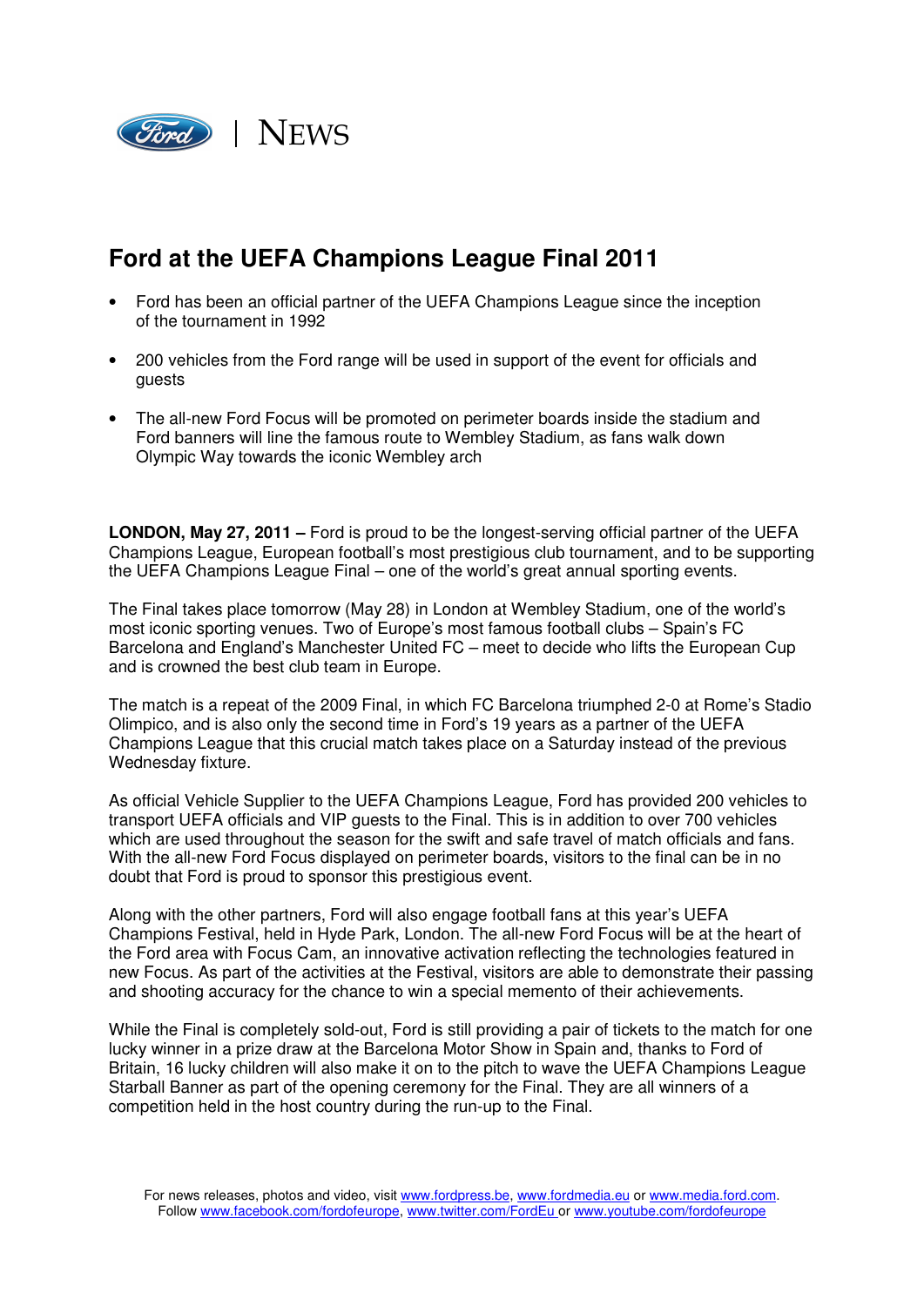Ford | NEWS

# Ford at the UEFA Champions League Final 2011

- Ford has been an official partner of the UEFA Champions League since the inception of the tournament in 1992
- 200 vehicles from the Ford range will be used in support of the event for officials and guests
- The all-new Ford Focus will be promoted on perimeter boards inside the stadium and Ford banners will line the famous route to Wembley Stadium, as fans walk down Olympic Way towards the iconic Wembley arch

**LONDON, May 27, 2011 –** Ford is proud to be the longest-serving official partner of the UEFA Champions League, European football's most prestigious club tournament, and to be supporting the UEFA Champions League Final – one of the world's great annual sporting events.

The Final takes place tomorrow (May 28) in London at Wembley Stadium, one of the world's most iconic sporting venues. Two of Europe's most famous football clubs – Spain's FC Barcelona and England's Manchester United FC – meet to decide who lifts the European Cup and is crowned the best club team in Europe.

The match is a repeat of the 2009 Final, in which FC Barcelona triumphed 2-0 at Rome's Stadio Olimpico, and is also only the second time in Ford's 19 years as a partner of the UEFA Champions League that this crucial match takes place on a Saturday instead of the previous Wednesday fixture.

As official Vehicle Supplier to the UEFA Champions League, Ford has provided 200 vehicles to transport UEFA officials and VIP guests to the Final. This is in addition to over 700 vehicles which are used throughout the season for the swift and safe travel of match officials and fans. With the all-new Ford Focus displayed on perimeter boards, visitors to the final can be in no doubt that Ford is proud to sponsor this prestigious event.

Along with the other partners, Ford will also engage football fans at this year's UEFA Champions Festival, held in Hyde Park, London. The all-new Ford Focus will be at the heart of the Ford area with Focus Cam, an innovative activation reflecting the technologies featured in new Focus. As part of the activities at the Festival, visitors are able to demonstrate their passing and shooting accuracy for the chance to win a special memento of their achievements.

While the Final is completely sold-out, Ford is still providing a pair of tickets to the match for one lucky winner in a prize draw at the Barcelona Motor Show in Spain and, thanks to Ford of Britain, 16 lucky children will also make it on to the pitch to wave the UEFA Champions League Starball Banner as part of the opening ceremony for the Final. They are all winners of a competition held in the host country during the run-up to the Final.

For news releases, photos and video, visit www.fordpress.be, www.fordmedia.eu or www.media.ford.com.
Follow www.facebook.com/fordofeurope, www.twitter.com/FordEu or www.youtube.com/fordofeurope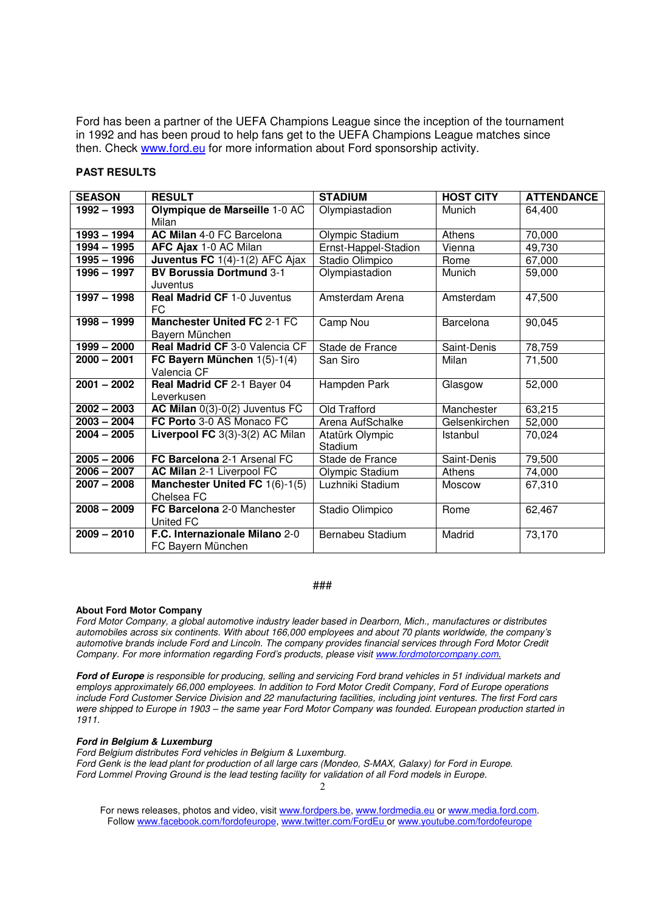Ford has been a partner of the UEFA Champions League since the inception of the tournament in 1992 and has been proud to help fans get to the UEFA Champions League matches since then. Check www.ford.eu for more information about Ford sponsorship activity.

**PAST RESULTS**

| SEASON | RESULT | STADIUM | HOST CITY | ATTENDANCE |
|---|---|---|---|---|
| **1992 – 1993** | **Olympique de Marseille** 1-0 AC Milan | Olympiastadion | Munich | 64,400 |
| **1993 – 1994** | **AC Milan** 4-0 FC Barcelona | Olympic Stadium | Athens | 70,000 |
| **1994 – 1995** | **AFC Ajax** 1-0 AC Milan | Ernst-Happel-Stadion | Vienna | 49,730 |
| **1995 – 1996** | **Juventus FC** 1(4)-1(2) AFC Ajax | Stadio Olimpico | Rome | 67,000 |
| **1996 – 1997** | **BV Borussia Dortmund** 3-1 Juventus | Olympiastadion | Munich | 59,000 |
| **1997 – 1998** | **Real Madrid CF** 1-0 Juventus FC | Amsterdam Arena | Amsterdam | 47,500 |
| **1998 – 1999** | **Manchester United FC** 2-1 FC Bayern München | Camp Nou | Barcelona | 90,045 |
| **1999 – 2000** | **Real Madrid CF** 3-0 Valencia CF | Stade de France | Saint-Denis | 78,759 |
| **2000 – 2001** | **FC Bayern München** 1(5)-1(4) Valencia CF | San Siro | Milan | 71,500 |
| **2001 – 2002** | **Real Madrid CF** 2-1 Bayer 04 Leverkusen | Hampden Park | Glasgow | 52,000 |
| **2002 – 2003** | **AC Milan** 0(3)-0(2) Juventus FC | Old Trafford | Manchester | 63,215 |
| **2003 – 2004** | **FC Porto** 3-0 AS Monaco FC | Arena AufSchalke | Gelsenkirchen | 52,000 |
| **2004 – 2005** | **Liverpool FC** 3(3)-3(2) AC Milan | Atatürk Olympic Stadium | Istanbul | 70,024 |
| **2005 – 2006** | **FC Barcelona** 2-1 Arsenal FC | Stade de France | Saint-Denis | 79,500 |
| **2006 – 2007** | **AC Milan** 2-1 Liverpool FC | Olympic Stadium | Athens | 74,000 |
| **2007 – 2008** | **Manchester United FC** 1(6)-1(5) Chelsea FC | Luzhniki Stadium | Moscow | 67,310 |
| **2008 – 2009** | **FC Barcelona** 2-0 Manchester United FC | Stadio Olimpico | Rome | 62,467 |
| **2009 – 2010** | **F.C. Internazionale Milano** 2-0 FC Bayern München | Bernabeu Stadium | Madrid | 73,170 |

###

**About Ford Motor Company**
*Ford Motor Company, a global automotive industry leader based in Dearborn, Mich., manufactures or distributes automobiles across six continents. With about 166,000 employees and about 70 plants worldwide, the company's automotive brands include Ford and Lincoln. The company provides financial services through Ford Motor Credit Company. For more information regarding Ford's products, please visit www.fordmotorcompany.com.*

***Ford of Europe*** *is responsible for producing, selling and servicing Ford brand vehicles in 51 individual markets and employs approximately 66,000 employees. In addition to Ford Motor Credit Company, Ford of Europe operations include Ford Customer Service Division and 22 manufacturing facilities, including joint ventures. The first Ford cars were shipped to Europe in 1903 – the same year Ford Motor Company was founded. European production started in 1911.*

***Ford in Belgium & Luxemburg***
*Ford Belgium distributes Ford vehicles in Belgium & Luxemburg.*
*Ford Genk is the lead plant for production of all large cars (Mondeo, S-MAX, Galaxy) for Ford in Europe.*
*Ford Lommel Proving Ground is the lead testing facility for validation of all Ford models in Europe.*

For news releases, photos and video, visit www.fordpers.be, www.fordmedia.eu or www.media.ford.com.
Follow www.facebook.com/fordofeurope, www.twitter.com/FordEu or www.youtube.com/fordofeurope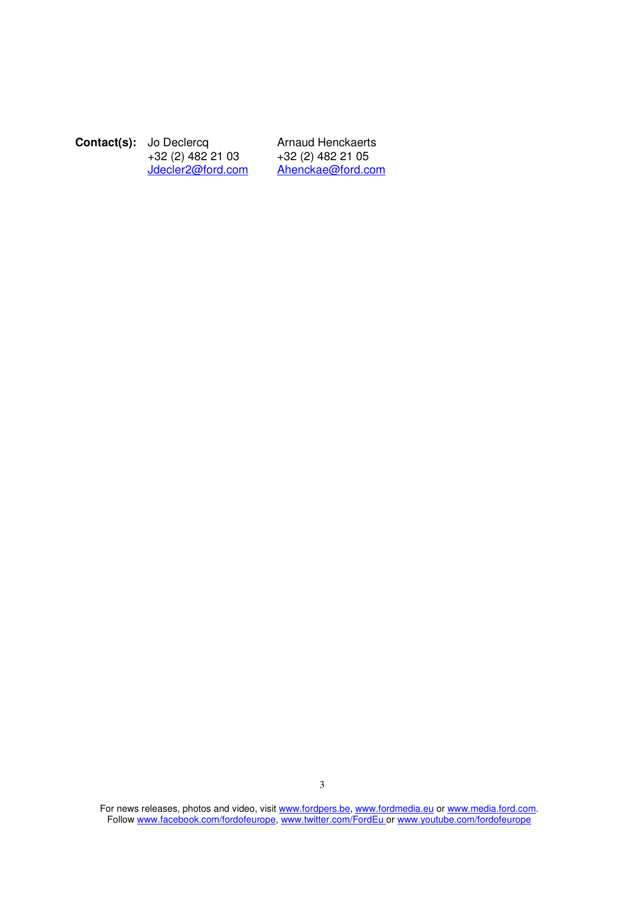**Contact(s):**

Jo Declercq
+32 (2) 482 21 03
Jdecler2@ford.com

Arnaud Henckaerts
+32 (2) 482 21 05
Ahenckae@ford.com